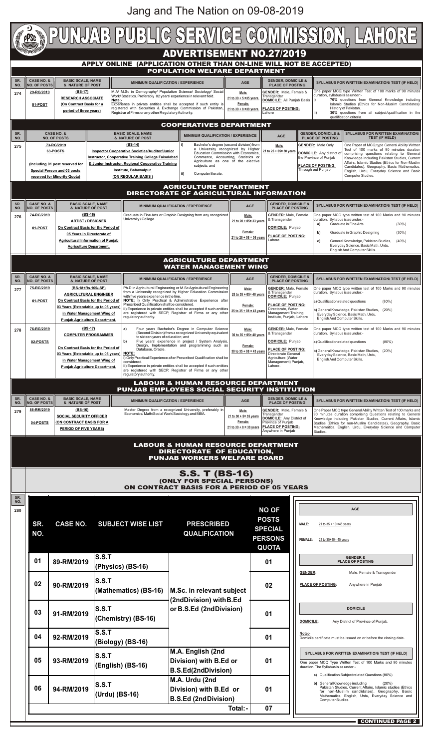Jang and The Nation on 09-08-2019

# PUNJAB PUBLIC SERVICE COMMISSION, LAHORE

## ADVERTISEMENT NO.27/2019

### APPLY ONLINE (APPLICATION OTHER THAN ON-LINE WILL NOT BE ACCEPTED)

### POPULATION WELFARE DEPARTMENT

| SR. NO. | CASE NO. & NO. OF POSTS | BASIC SCALE, NAME & NATURE OF POST | MINIMUM QUALIFICATION / EXPERIENCE | AGE | GENDER, DOMICILE & PLACE OF POSTING | SYLLABUS FOR WRITTEN EXAMINATION/ TEST (IF HELD) |
|---|---|---|---|---|---|---|
| 274 | 29-RC/2019<br>01-POST | (BS-17)<br>RESEARCH ASSOCIATE<br>(On Contract Basis for a period of three years) | M.A/ M.Sc in Demography/ Population Science/ Sociology/ Social Work/ Statistics. Preferably 02 years' experience in relevant field.<br>Note:-<br>Experience in private entities shall be accepted if such entity is registered with Securities & Exchange Commission of Pakistan, Registrar of Firms or any other Regulatory Authority. | Male:<br>21 to 30 + 5 =35 years.<br>Female:<br>21 to 30 + 8 =38 years. | GENDER: Male, Female & Transgender<br>DOMICILE: All Punjab Basis<br>PLACE OF POSTING:<br>Lahore | One paper MCQ type Written Test of 100 marks of 90 minutes duration, syllabus is as under:-<br>i) 70% questions from General Knowledge including Islamic Studies (Ethics for Non-Muslim Candidates)/ History of Pakistan.<br>ii) 30% questions from all subject/qualification in the qualification criteria. |

### COOPERATIVES DEPARTMENT

| SR. NO. | CASE NO. & NO. OF POSTS | BASIC SCALE, NAME & NATURE OF POST | MINIMUM QUALIFICATION / EXPERIENCE | AGE | GENDER, DOMICILE & PLACE OF POSTING | SYLLABUS FOR WRITTEN EXAMINATION/ TEST (IF HELD) |
|---|---|---|---|---|---|---|
| 275 | 73-RG/2019<br>63-POSTS<br>(Including 01 post reserved for Special Person and 03 posts reserved for Minority Quota) | (BS-14)<br>Inspector Cooperative Societies/Auditor/Junior Instructor, Cooperative Training College Faisalabad & Junior Instructor, Regional Cooperative Training Institute, Bahawalpur.<br>(ON REGULAR BASIS) | i) Bachelor's degree (second division) from a University recognized by Higher Education Commission with Economics, Commerce, Accounting, Statistics or Agriculture as one of the elective subjects; and<br>ii) Computer literate. | Male:<br>21 to 25 + 05= 30 years | GENDER: Male Only<br>DOMICILE: Any district of the Province of Punjab<br>PLACE OF POSTING:<br>Through out Punjab | One Paper of MCQ type General Ability Written Test of 100 marks of 90 minutes duration comprising questions relating to General Knowledge including Pakistan Studies, Current Affairs, Islamic Studies (Ethics for Non-Muslim Candidates), Geography, Basic Mathematics, English, Urdu, Everyday Science and Basic Computer Studies. |

### AGRICULTURE DEPARTMENT
### DIRECTORATE OF AGRICULTURAL INFORMATION

| SR. NO. | CASE NO. & NO. OF POSTS | BASIC SCALE, NAME & NATURE OF POST | MINIMUM QUALIFICATION / EXPERIENCE | AGE | GENDER, DOMICILE & PLACE OF POSTING | SYLLABUS FOR WRITTEN EXAMINATION/ TEST (IF HELD) |
|---|---|---|---|---|---|---|
| 276 | 74-RG/2019<br>01-POST | (BS-16)<br>ARTIST / DESIGNER<br>On Contract Basis for the Period of 05 Years in Directorate of Agricultural Information of Punjab Agriculture Department. | Graduate in Fine Arts or Graphic Designing from any recognized University / College. | Male:<br>21 to 28 + 05= 33 years<br>Female:<br>21 to 28 + 08 = 36 years | GENDER: Male, Female & Transgender<br>DOMICILE: Punjab<br>PLACE OF POSTING:<br>Lahore | One paper MCQ type written test of 100 Marks and 90 minutes duration. Syllabus is as under:-<br>a) Graduate in Fine Arts (30%)<br>b) Graduate in Graphic Designing (30%)<br>c) General Knowledge, Pakistan Studies, Everyday Science, Basic Math, Urdu, English And Computer Skills. (40%) |

### AGRICULTURE DEPARTMENT
### WATER MANAGEMENT WING

| SR. NO. | CASE NO. & NO. OF POSTS | BASIC SCALE, NAME & NATURE OF POST | MINIMUM QUALIFICATION / EXPERIENCE | AGE | GENDER, DOMICILE & PLACE OF POSTING | SYLLABUS FOR WRITTEN EXAMINATION/ TEST (IF HELD) |
|---|---|---|---|---|---|---|
| 277 | 75-RG/2019<br>01-POST | (BS-18+Rs.165/-SP)<br>AGRICULTURAL ENGINEER<br>On Contract Basis for the Period of 03 Years (Extendable up to 05 years) in Water Management Wing of Punjab Agriculture Department. | Ph.D in Agricultural Engineering or M.Sc Agricultural Engineering from a University recognized by Higher Education Commission with five years experience in the line.<br>NOTE: i) Only Practical & Administrative Experience after Prescribed Qualification shall be considered.<br>ii) Experience in private entities shall be accepted if such entities are registered with SECP, Registrar of Firms or any other regulatory authority. | Male:<br>25 to 35 + 05= 40 years<br>Female:<br>25 to 35 + 08 = 43 years | GENDER: Male, Female & Transgender<br>DOMICILE: Punjab<br>PLACE OF POSTING:<br>Directorate, Water Management Training Institute, Punjab, Lahore | One paper MCQ type written test of 100 Marks and 90 minutes duration. Syllabus is as under:-<br>a) Qualification related questions (80%)<br>b) General Knowledge, Pakistan Studies, Everyday Science, Basic Math, Urdu, English And Computer Skills. (20%) |
| 278 | 76-RG/2019<br>02-POSTS | (BS-17)<br>COMPUTER PROGRAMMER<br>On Contract Basis for the Period of 03 Years (Extendable up to 05 years) in Water Management Wing of Punjab Agriculture Department. | a) Four years Bachelor's Degree in Computer Science (Second Division) from a recognized University equivalent to sixteen years of education; and<br>b) Five years' experience in project / System Analysis, Design, Implementation and programming such as Database, Oracle.<br>NOTE:<br>i) Only Practical Experience after Prescribed Qualification shall be considered.<br>ii) Experience in private entities shall be accepted if such entities are registered with SECP, Registrar of Firms or any other regulatory authority. | Male:<br>30 to 35 + 05= 40 years<br>Female:<br>30 to 35 + 08 = 43 years | GENDER: Male, Female & Transgender<br>DOMICILE: Punjab<br>PLACE OF POSTING:<br>Directorate General Agriculture (Water Management) Punjab, Lahore. | One paper MCQ type written test of 100 Marks and 90 minutes duration. Syllabus is as under:-<br>a) Qualification related questions (80%)<br>b) General Knowledge, Pakistan Studies, Everyday Science, Basic Math, Urdu, English And Computer Skills. (20%) |

### LABOUR & HUMAN RESOURCE DEPARTMENT
### PUNJAB EMPLOYEES SOCIAL SECURITY INSTITUTION

| SR. NO. | CASE NO. & NO. OF POSTS | BASIC SCALE, NAME & NATURE OF POST | MINIMUM QUALIFICATION / EXPERIENCE | AGE | GENDER, DOMICILE & PLACE OF POSTING | SYLLABUS FOR WRITTEN EXAMINATION/ TEST (IF HELD) |
|---|---|---|---|---|---|---|
| 279 | 88-RM/2019<br>04-POSTS | (BS-16)<br>SOCIAL SECURITY OFFICER<br>(ON CONTRACT BASIS FOR A PERIOD OF FIVE YEARS) | Master Degree from a recognized University, preferably in Economics/ Math/Social Work/Sociology and MBA. | Male:<br>21 to 30 + 5= 35 years<br>Female:<br>21 to 30 + 8 = 38 years | GENDER: Male, Female & Transgender<br>DOMICILE: Any District of Province of Punjab<br>PLACE OF POSTING:<br>Anywhere in Punjab | One Paper MCQ type General Ability Written Test of 100 marks and 90 minutes duration comprising Questions relating to General Knowledge including Pakistan Studies, Current Affairs, Islamic Studies (Ethics for non-Muslim Candidates), Geography, Basic Mathematics, English, Urdu, Everyday Science and Computer Studies. |

### LABOUR & HUMAN RESOURCE DEPARTMENT
### DIRECTORATE OF EDUCATION, PUNJAB WORKERS WELFARE BOARD

### S.S. T (BS-16)
### (ONLY FOR SPECIAL PERSONS)
### ON CONTRACT BASIS FOR A PERIOD OF 05 YEARS

**SR. NO. 280**

| SR. NO. | CASE NO. | SUBJECT WISE LIST | PRESCRIBED QUALIFICATION | NO OF POSTS SPECIAL PERSONS QUOTA |
|---|---|---|---|---|
| 01 | 89-RM/2019 | S.S.T (Physics) (BS-16) | M.Sc. in relevant subject (2ndDivision) with B.Ed or B.S.Ed (2nd Division) | 01 |
| 02 | 90-RM/2019 | S.S.T (Mathematics) (BS-16) | M.Sc. in relevant subject (2ndDivision) with B.Ed or B.S.Ed (2nd Division) | 02 |
| 03 | 91-RM/2019 | S.S.T (Chemistry) (BS-16) | M.Sc. in relevant subject (2ndDivision) with B.Ed or B.S.Ed (2nd Division) | 01 |
| 04 | 92-RM/2019 | S.S.T (Biology) (BS-16) | M.Sc. in relevant subject (2ndDivision) with B.Ed or B.S.Ed (2nd Division) | 01 |
| 05 | 93-RM/2019 | S.S.T (English) (BS-16) | M.A. English (2nd Division) with B.Ed or B.S.Ed(2ndDivision) | 01 |
| 06 | 94-RM/2019 | S.S.T (Urdu) (BS-16) | M.A. Urdu (2nd Division) with B.Ed or B.S.Ed (2ndDivision) | 01 |
| | | | **Total:-** | **07** |

**AGE**

MALE: 21 to 35 + 10 =45 years

FEMALE: 21 to 35+10= 45 years

**GENDER & PLACE OF POSTING**

GENDER: Male, Female & Transgender

PLACE OF POSTING: Anywhere in Punjab

**DOMICILE**

DOMICILE: Any District of Province of Punjab.

Note:- Domicile certificate must be issued on or before the closing date.

**SYLLABUS FOR WRITTEN EXAMINATION/ TEST (IF HELD)**

One paper MCQ Type Written Test of 100 Marks and 90 minutes duration. The Syllabus is as under:-

a) Qualification Subject related Questions (80%)

b) General Knowledge including (20%) Pakistan Studies, Current Affairs, Islamic studies (Ethics for non-Muslim candidates), Geography, Basic Mathematics, English, Urdu, Everyday Science and Computer Studies.

**CONTINUED PAGE 2**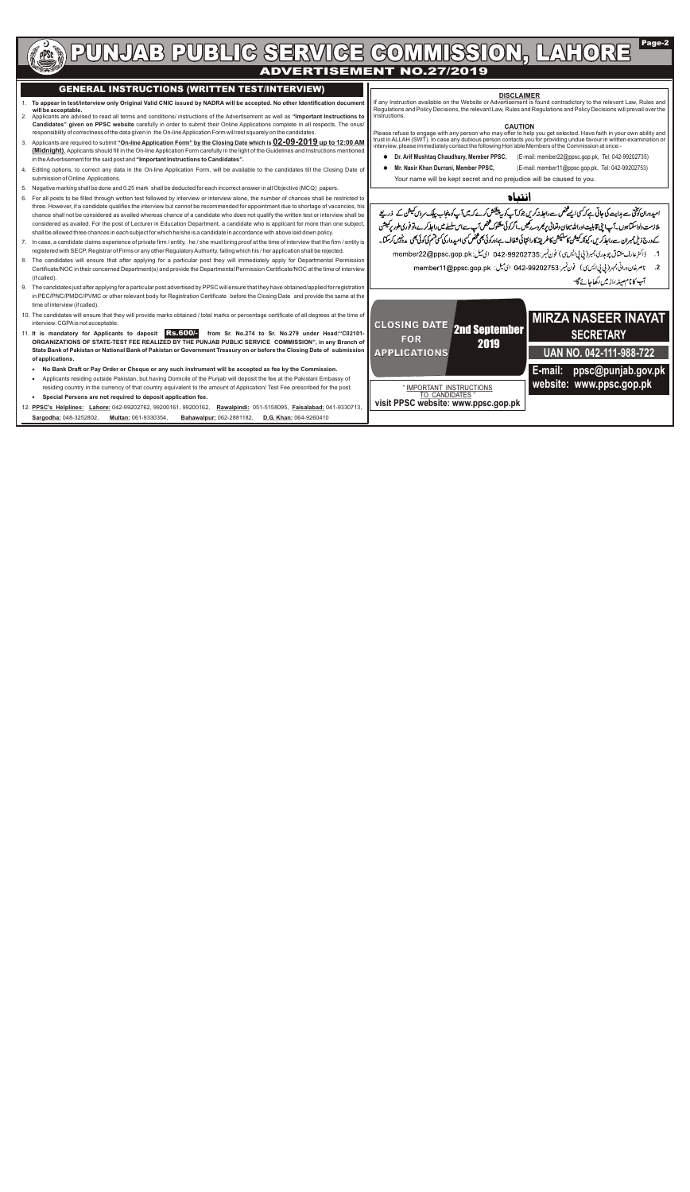# PUNJAB PUBLIC SERVICE COMMISSION, LAHORE

## ADVERTISEMENT NO.27/2019

### GENERAL INSTRUCTIONS (WRITTEN TEST/INTERVIEW)

1. **To appear in test/interview only Original Valid CNIC issued by NADRA will be accepted. No other Identification document will be acceptable.**
2. Applicants are advised to read all terms and conditions/ instructions of the Advertisement as well as **"Important Instructions to Candidates" given on PPSC website** carefully in order to submit their Online Applications complete in all respects. The onus/ responsibility of correctness of the data given in the On-line Application Form will rest squarely on the candidates.
3. Applicants are required to submit **"On-line Application Form" by the Closing Date which is 02-09-2019 up to 12:00 AM (Midnight).** Applicants should fill in the On-line Application Form carefully in the light of the Guidelines and Instructions mentioned in the Advertisement for the said post and **"Important Instructions to Candidates".**
4. Editing options, to correct any data in the On-line Application Form, will be available to the candidates till the Closing Date of submission of Online Applications.
5. Negative marking shall be done and 0.25 mark shall be deducted for each incorrect answer in all Objective (MCQ) papers.
6. For all posts to be filled through written test followed by interview or interview alone, the number of chances shall be restricted to three. However, if a candidate qualifies the interview but cannot be recommended for appointment due to shortage of vacancies, his chance shall not be considered as availed whereas chance of a candidate who does not qualify the written test or interview shall be considered as availed. For the post of Lecturer in Education Department, a candidate who is applicant for more than one subject, shall be allowed three chances in each subject for which he/she is a candidate in accordance with above laid down policy.
7. In case, a candidate claims experience of private firm / entity, he / she must bring proof at the time of interview that the firm / entity is registered with SECP, Registrar of Firms or any other Regulatory Authority, failing which his / her application shall be rejected.
8. The candidates will ensure that after applying for a particular post they will immediately apply for Departmental Permission Certificate/NOC in their concerned Department(s) and provide the Departmental Permission Certificate/NOC at the time of interview (if called).
9. The candidates just after applying for a particular post advertised by PPSC will ensure that they have obtained/applied for registration in PEC/PNC/PMDC/PVMC or other relevant body for Registration Certificate before the Closing Date and provide the same at the time of interview (if called).
10. The candidates will ensure that they will provide marks obtained / total marks or percentage certificate of all degrees at the time of interview. CGPA is not acceptable.
11. **It is mandatory for Applicants to deposit Rs.600/- from Sr. No.274 to Sr. No.279 under Head:"C02101-ORGANIZATIONS OF STATE-TEST FEE REALIZED BY THE PUNJAB PUBLIC SERVICE COMMISSION", in any Branch of State Bank of Pakistan or National Bank of Pakistan or Government Treasury on or before the Closing Date of submission of applications.**
    - **No Bank Draft or Pay Order or Cheque or any such instrument will be accepted as fee by the Commission.**
    - Applicants residing outside Pakistan, but having Domicile of the Punjab will deposit the fee at the Pakistani Embassy of residing country in the currency of that country equivalent to the amount of Application/ Test Fee prescribed for the post.
    - **Special Persons are not required to deposit application fee.**
12. **PPSC's Helplines:** **Lahore:** 042-99202762, 99200161, 99200162, **Rawalpindi:** 051-5158095, **Faisalabad:** 041-9330713, **Sargodha:** 048-3252802, **Multan:** 061-9330354, **Bahawalpur:** 062-2881182, **D.G. Khan:** 064-9260410

### DISCLAIMER

If any Instruction available on the Website or Advertisement is found contradictory to the relevant Law, Rules and Regulations and Policy Decisions, the relevant Law, Rules and Regulations and Policy Decisions will prevail over the Instructions.

### CAUTION

Please refuse to engage with any person who may offer to help you get selected. Have faith in your own ability and trust in ALLAH (SWT). In case any dubious person contacts you for providing undue favour in written examination or interview, please immediately contact the following Hon'able Members of the Commission at once:-

- **Dr. Arif Mushtaq Chaudhary, Member PPSC,** (E-mail: member22@ppsc.gop.pk, Tel: 042-99202735)
- **Mr. Nasir Khan Durrani, Member PPSC,** (E-mail: member11@ppsc.gop.pk, Tel: 042-99202753)

Your name will be kept secret and no prejudice will be caused to you.

### انتباہ

امیدواران کو تختی سے ہدایت کی جاتی ہے کہ کسی ایسے شخص سے رابطہ نہ کریں جو کہ آپ کو یہ پیشکش کرے کہ میں آپ کو پنجاب پبلک سروس کمیشن کے ذریعے ملازمت دلوا سکتا ہوں۔ آپ اپنی قابلیت اور اللہ سبحان وتعالیٰ پر بھروسہ رکھیں۔ اگر کوئی مشکوک شخص آپ سے اس سلسلے میں رابطہ کرے، تو فوری طور پر کمیشن کے درج ذیل ممبران سے رابطہ کریں، کیونکہ کمیشن کا سلیکشن کا طریقہ کار انتہائی شفاف ہے اور کوئی بھی شخص کسی امیدوار کی کسی قسم کی کوئی بھی مدد نہیں کر سکتا۔

1. ڈاکٹر عارف مشتاق چوہدری، ممبر (پی پی ایس سی) فون نمبر: 042-99202735 ای میل: member22@ppsc.gop.pk
2. ناصر خان درانی، ممبر (پی پی ایس سی) فون نمبر: 042-99202753 ای میل: member11@ppsc.gop.pk

آپ کا نام صیغہ راز میں رکھا جائے گا۔

**CLOSING DATE FOR APPLICATIONS: 2nd September 2019**

" IMPORTANT INSTRUCTIONS TO CANDIDATES "
**visit PPSC website: www.ppsc.gop.pk**

**MIRZA NASEER INAYAT**
**SECRETARY**

**UAN NO. 042-111-988-722**

**E-mail: ppsc@punjab.gov.pk**
**website: www.ppsc.gop.pk**